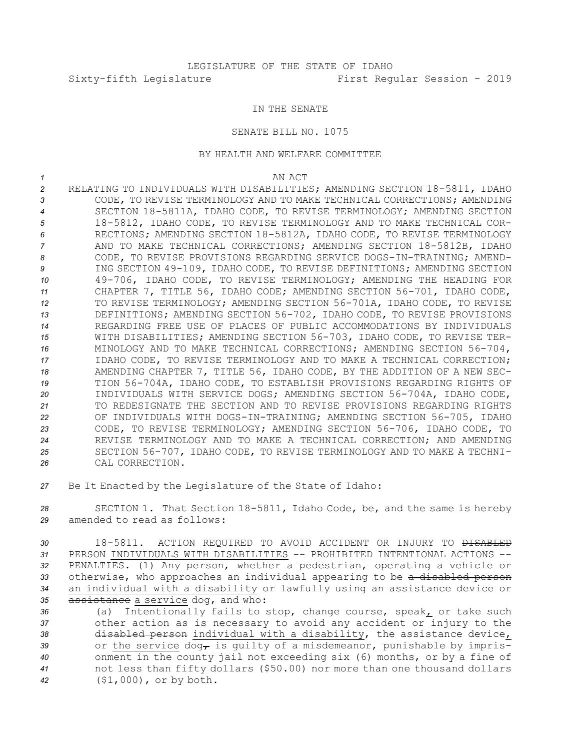LEGISLATURE OF THE STATE OF IDAHO

Sixty-fifth Legislature First Regular Session - 2019

IN THE SENATE

SENATE BILL NO. 1075

BY HEALTH AND WELFARE COMMITTEE

AN ACT

RELATING TO INDIVIDUALS WITH DISABILITIES; AMENDING SECTION 18-5811, IDAHO CODE, TO REVISE TERMINOLOGY AND TO MAKE TECHNICAL CORRECTIONS; AMENDING SECTION 18-5811A, IDAHO CODE, TO REVISE TERMINOLOGY; AMENDING SECTION 18-5812, IDAHO CODE, TO REVISE TERMINOLOGY AND TO MAKE TECHNICAL CORRECTIONS; AMENDING SECTION 18-5812A, IDAHO CODE, TO REVISE TERMINOLOGY AND TO MAKE TECHNICAL CORRECTIONS; AMENDING SECTION 18-5812B, IDAHO CODE, TO REVISE PROVISIONS REGARDING SERVICE DOGS-IN-TRAINING; AMENDING SECTION 49-109, IDAHO CODE, TO REVISE DEFINITIONS; AMENDING SECTION 49-706, IDAHO CODE, TO REVISE TERMINOLOGY; AMENDING THE HEADING FOR CHAPTER 7, TITLE 56, IDAHO CODE; AMENDING SECTION 56-701, IDAHO CODE, TO REVISE TERMINOLOGY; AMENDING SECTION 56-701A, IDAHO CODE, TO REVISE DEFINITIONS; AMENDING SECTION 56-702, IDAHO CODE, TO REVISE PROVISIONS REGARDING FREE USE OF PLACES OF PUBLIC ACCOMMODATIONS BY INDIVIDUALS WITH DISABILITIES; AMENDING SECTION 56-703, IDAHO CODE, TO REVISE TERMINOLOGY AND TO MAKE TECHNICAL CORRECTIONS; AMENDING SECTION 56-704, IDAHO CODE, TO REVISE TERMINOLOGY AND TO MAKE A TECHNICAL CORRECTION; AMENDING CHAPTER 7, TITLE 56, IDAHO CODE, BY THE ADDITION OF A NEW SECTION 56-704A, IDAHO CODE, TO ESTABLISH PROVISIONS REGARDING RIGHTS OF INDIVIDUALS WITH SERVICE DOGS; AMENDING SECTION 56-704A, IDAHO CODE, TO REDESIGNATE THE SECTION AND TO REVISE PROVISIONS REGARDING RIGHTS OF INDIVIDUALS WITH DOGS-IN-TRAINING; AMENDING SECTION 56-705, IDAHO CODE, TO REVISE TERMINOLOGY; AMENDING SECTION 56-706, IDAHO CODE, TO REVISE TERMINOLOGY AND TO MAKE A TECHNICAL CORRECTION; AND AMENDING SECTION 56-707, IDAHO CODE, TO REVISE TERMINOLOGY AND TO MAKE A TECHNICAL CORRECTION.

Be It Enacted by the Legislature of the State of Idaho:

SECTION 1. That Section 18-5811, Idaho Code, be, and the same is hereby amended to read as follows:

18-5811. ACTION REQUIRED TO AVOID ACCIDENT OR INJURY TO ~~DISABLED PERSON~~ <u>INDIVIDUALS WITH DISABILITIES</u> -- PROHIBITED INTENTIONAL ACTIONS -- PENALTIES. (1) Any person, whether a pedestrian, operating a vehicle or otherwise, who approaches an individual appearing to be ~~a disabled person~~ <u>an individual with a disability</u> or lawfully using an assistance device or ~~assistance~~ <u>a service</u> dog, and who:

(a) Intentionally fails to stop, change course, speak<u>,</u> or take such other action as is necessary to avoid any accident or injury to the ~~disabled person~~ <u>individual with a disability</u>, the assistance device<u>,</u> or <u>the service</u> dog~~,~~ is guilty of a misdemeanor, punishable by imprisonment in the county jail not exceeding six (6) months, or by a fine of not less than fifty dollars ($50.00) nor more than one thousand dollars ($1,000), or by both.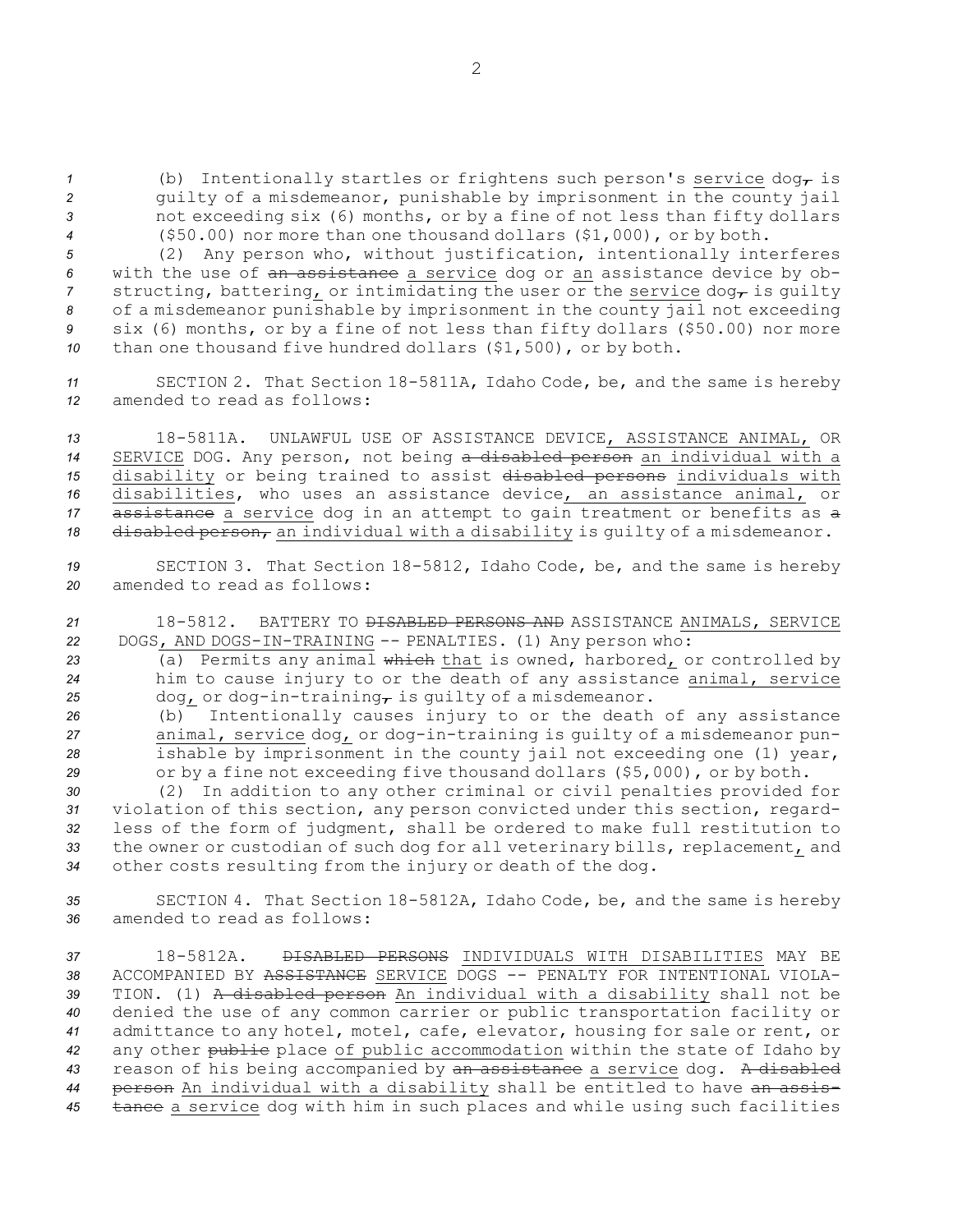(b) Intentionally startles or frightens such person's <u>service</u> dog~~,~~ is guilty of a misdemeanor, punishable by imprisonment in the county jail not exceeding six (6) months, or by a fine of not less than fifty dollars ($50.00) nor more than one thousand dollars ($1,000), or by both.

(2) Any person who, without justification, intentionally interferes with the use of ~~an assistance~~ <u>a service</u> dog or <u>an</u> assistance device by obstructing, battering<u>,</u> or intimidating the user or the <u>service</u> dog~~,~~ is guilty of a misdemeanor punishable by imprisonment in the county jail not exceeding six (6) months, or by a fine of not less than fifty dollars ($50.00) nor more than one thousand five hundred dollars ($1,500), or by both.

SECTION 2. That Section 18-5811A, Idaho Code, be, and the same is hereby amended to read as follows:

18-5811A. UNLAWFUL USE OF ASSISTANCE DEVICE<u>, ASSISTANCE ANIMAL,</u> OR <u>SERVICE</u> DOG. Any person, not being ~~a disabled person~~ <u>an individual with a disability</u> or being trained to assist ~~disabled persons~~ <u>individuals with disabilities</u>, who uses an assistance device<u>, an assistance animal,</u> or ~~assistance~~ <u>a service</u> dog in an attempt to gain treatment or benefits as ~~a disabled person,~~ <u>an individual with a disability</u> is guilty of a misdemeanor.

SECTION 3. That Section 18-5812, Idaho Code, be, and the same is hereby amended to read as follows:

18-5812. BATTERY TO ~~DISABLED PERSONS AND~~ ASSISTANCE <u>ANIMALS, SERVICE</u> DOGS<u>, AND DOGS-IN-TRAINING</u> -- PENALTIES. (1) Any person who:

(a) Permits any animal ~~which~~ <u>that</u> is owned, harbored<u>,</u> or controlled by him to cause injury to or the death of any assistance <u>animal, service</u> dog<u>,</u> or dog-in-training~~,~~ is guilty of a misdemeanor.

(b) Intentionally causes injury to or the death of any assistance <u>animal, service</u> dog<u>,</u> or dog-in-training is guilty of a misdemeanor punishable by imprisonment in the county jail not exceeding one (1) year, or by a fine not exceeding five thousand dollars ($5,000), or by both.

(2) In addition to any other criminal or civil penalties provided for violation of this section, any person convicted under this section, regardless of the form of judgment, shall be ordered to make full restitution to the owner or custodian of such dog for all veterinary bills, replacement<u>,</u> and other costs resulting from the injury or death of the dog.

SECTION 4. That Section 18-5812A, Idaho Code, be, and the same is hereby amended to read as follows:

18-5812A. ~~DISABLED PERSONS~~ <u>INDIVIDUALS WITH DISABILITIES</u> MAY BE ACCOMPANIED BY ~~ASSISTANCE~~ <u>SERVICE</u> DOGS -- PENALTY FOR INTENTIONAL VIOLATION. (1) ~~A disabled person~~ <u>An individual with a disability</u> shall not be denied the use of any common carrier or public transportation facility or admittance to any hotel, motel, cafe, elevator, housing for sale or rent, or any other ~~public~~ place <u>of public accommodation</u> within the state of Idaho by reason of his being accompanied by ~~an assistance~~ <u>a service</u> dog. ~~A disabled person~~ <u>An individual with a disability</u> shall be entitled to have ~~an assistance~~ <u>a service</u> dog with him in such places and while using such facilities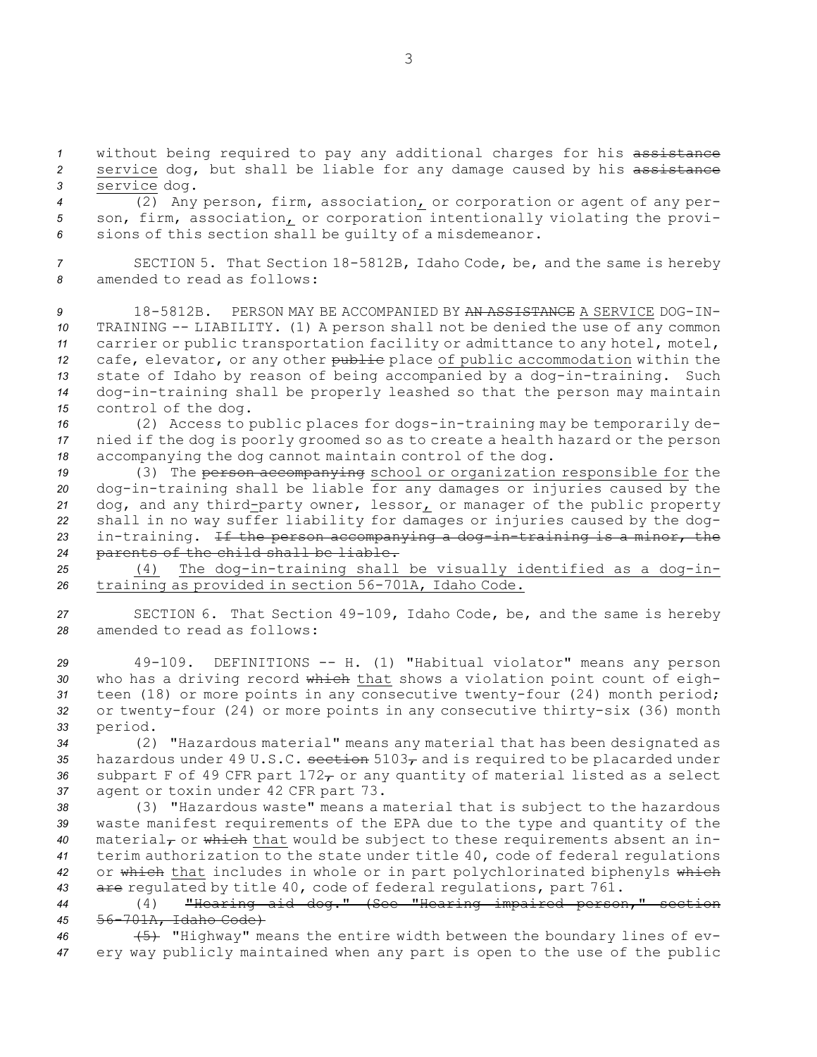without being required to pay any additional charges for his ~~assistance~~ <u>service</u> dog, but shall be liable for any damage caused by his ~~assistance~~ <u>service</u> dog.

(2) Any person, firm, association<u>,</u> or corporation or agent of any person, firm, association<u>,</u> or corporation intentionally violating the provisions of this section shall be guilty of a misdemeanor.

SECTION 5. That Section 18-5812B, Idaho Code, be, and the same is hereby amended to read as follows:

18-5812B. PERSON MAY BE ACCOMPANIED BY ~~AN ASSISTANCE~~ <u>A SERVICE</u> DOG-IN-TRAINING -- LIABILITY. (1) A person shall not be denied the use of any common carrier or public transportation facility or admittance to any hotel, motel, cafe, elevator, or any other ~~public~~ place <u>of public accommodation</u> within the state of Idaho by reason of being accompanied by a dog-in-training. Such dog-in-training shall be properly leashed so that the person may maintain control of the dog.

(2) Access to public places for dogs-in-training may be temporarily denied if the dog is poorly groomed so as to create a health hazard or the person accompanying the dog cannot maintain control of the dog.

(3) The ~~person accompanying~~ <u>school or organization responsible for</u> the dog-in-training shall be liable for any damages or injuries caused by the dog, and any third<u>-</u>party owner, lessor<u>,</u> or manager of the public property shall in no way suffer liability for damages or injuries caused by the dog-in-training. ~~If the person accompanying a dog-in-training is a minor, the parents of the child shall be liable.~~

<u>(4) The dog-in-training shall be visually identified as a dog-in-training as provided in section 56-701A, Idaho Code.</u>

SECTION 6. That Section 49-109, Idaho Code, be, and the same is hereby amended to read as follows:

49-109. DEFINITIONS -- H. (1) "Habitual violator" means any person who has a driving record ~~which~~ <u>that</u> shows a violation point count of eighteen (18) or more points in any consecutive twenty-four (24) month period; or twenty-four (24) or more points in any consecutive thirty-six (36) month period.

(2) "Hazardous material" means any material that has been designated as hazardous under 49 U.S.C. ~~section~~ 5103~~,~~ and is required to be placarded under subpart F of 49 CFR part 172~~,~~ or any quantity of material listed as a select agent or toxin under 42 CFR part 73.

(3) "Hazardous waste" means a material that is subject to the hazardous waste manifest requirements of the EPA due to the type and quantity of the material~~,~~ or ~~which~~ <u>that</u> would be subject to these requirements absent an interim authorization to the state under title 40, code of federal regulations or ~~which~~ <u>that</u> includes in whole or in part polychlorinated biphenyls ~~which are~~ regulated by title 40, code of federal regulations, part 761.

(4) ~~"Hearing aid dog." (See "Hearing impaired person," section 56-701A, Idaho Code)~~

~~(5)~~ "Highway" means the entire width between the boundary lines of every way publicly maintained when any part is open to the use of the public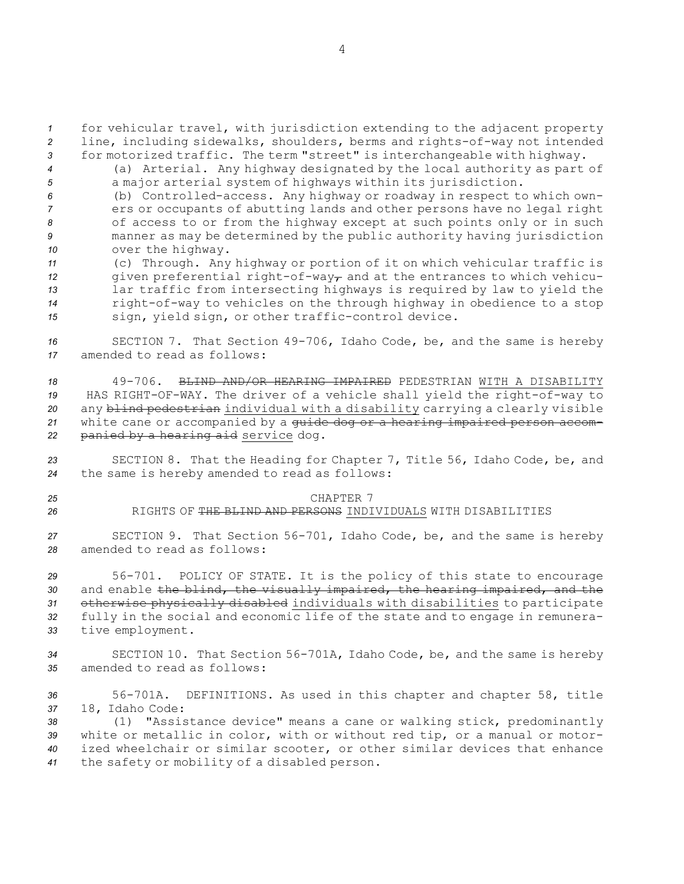for vehicular travel, with jurisdiction extending to the adjacent property line, including sidewalks, shoulders, berms and rights-of-way not intended for motorized traffic. The term "street" is interchangeable with highway.

(a) Arterial. Any highway designated by the local authority as part of a major arterial system of highways within its jurisdiction.

(b) Controlled-access. Any highway or roadway in respect to which owners or occupants of abutting lands and other persons have no legal right of access to or from the highway except at such points only or in such manner as may be determined by the public authority having jurisdiction over the highway.

(c) Through. Any highway or portion of it on which vehicular traffic is given preferential right-of-way~~,~~ and at the entrances to which vehicular traffic from intersecting highways is required by law to yield the right-of-way to vehicles on the through highway in obedience to a stop sign, yield sign, or other traffic-control device.

SECTION 7. That Section 49-706, Idaho Code, be, and the same is hereby amended to read as follows:

49-706. ~~BLIND AND/OR HEARING IMPAIRED~~ PEDESTRIAN WITH A DISABILITY HAS RIGHT-OF-WAY. The driver of a vehicle shall yield the right-of-way to any ~~blind pedestrian~~ individual with a disability carrying a clearly visible white cane or accompanied by a ~~guide dog or a hearing impaired person accompanied by a hearing aid~~ service dog.

SECTION 8. That the Heading for Chapter 7, Title 56, Idaho Code, be, and the same is hereby amended to read as follows:

CHAPTER 7
RIGHTS OF ~~THE BLIND AND PERSONS~~ INDIVIDUALS WITH DISABILITIES

SECTION 9. That Section 56-701, Idaho Code, be, and the same is hereby amended to read as follows:

56-701. POLICY OF STATE. It is the policy of this state to encourage and enable ~~the blind, the visually impaired, the hearing impaired, and the otherwise physically disabled~~ individuals with disabilities to participate fully in the social and economic life of the state and to engage in remunerative employment.

SECTION 10. That Section 56-701A, Idaho Code, be, and the same is hereby amended to read as follows:

56-701A. DEFINITIONS. As used in this chapter and chapter 58, title 18, Idaho Code:

(1) "Assistance device" means a cane or walking stick, predominantly white or metallic in color, with or without red tip, or a manual or motorized wheelchair or similar scooter, or other similar devices that enhance the safety or mobility of a disabled person.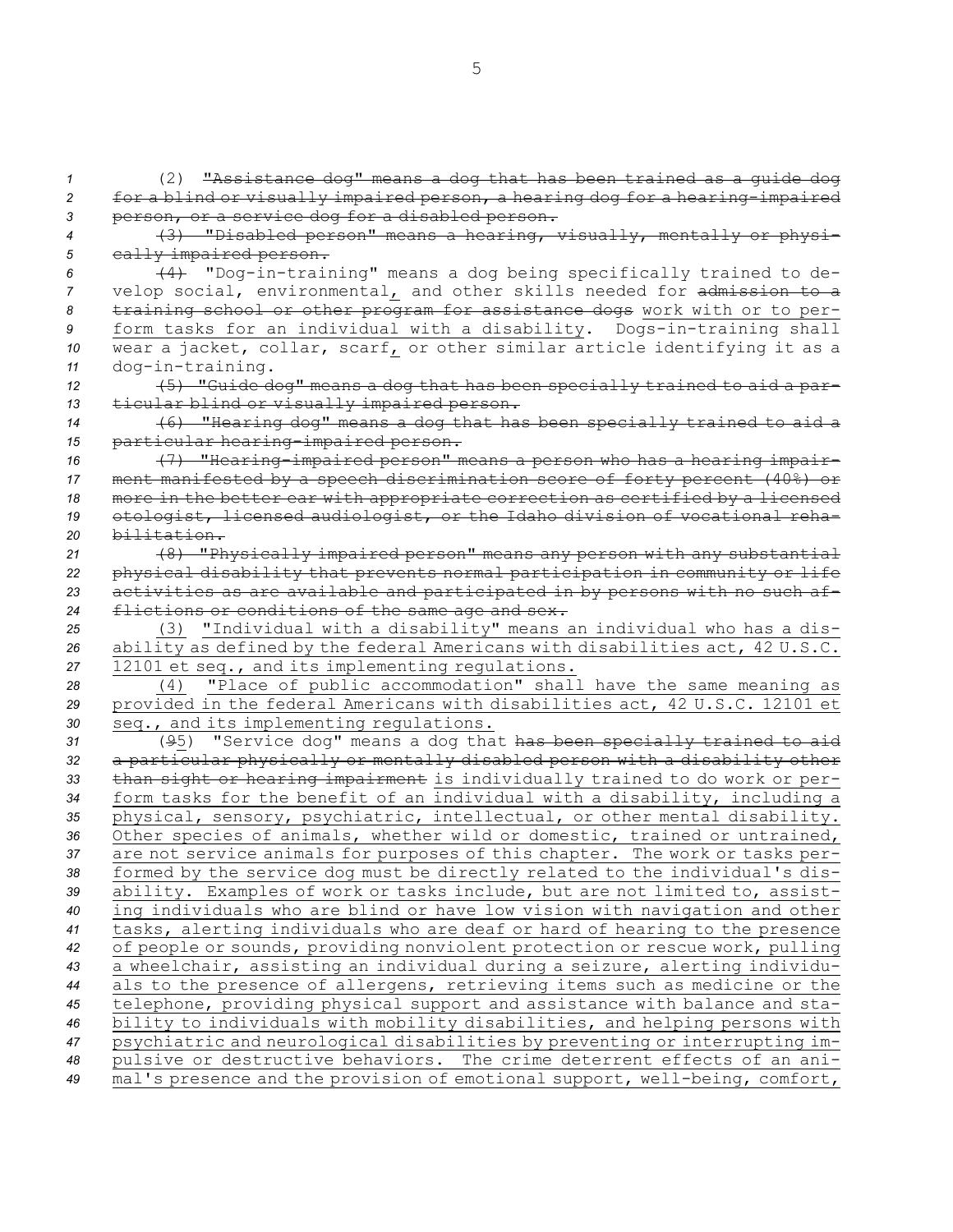(2) ~~"Assistance dog" means a dog that has been trained as a guide dog for a blind or visually impaired person, a hearing dog for a hearing-impaired person, or a service dog for a disabled person.~~

~~(3) "Disabled person" means a hearing, visually, mentally or physically impaired person.~~

~~(4)~~ "Dog-in-training" means a dog being specifically trained to develop social, environmental, and other skills needed for ~~admission to a training school or other program for assistance dogs~~ work with or to perform tasks for an individual with a disability. Dogs-in-training shall wear a jacket, collar, scarf, or other similar article identifying it as a dog-in-training.

~~(5) "Guide dog" means a dog that has been specially trained to aid a particular blind or visually impaired person.~~

~~(6) "Hearing dog" means a dog that has been specially trained to aid a particular hearing-impaired person.~~

~~(7) "Hearing-impaired person" means a person who has a hearing impairment manifested by a speech discrimination score of forty percent (40%) or more in the better ear with appropriate correction as certified by a licensed otologist, licensed audiologist, or the Idaho division of vocational rehabilitation.~~

~~(8) "Physically impaired person" means any person with any substantial physical disability that prevents normal participation in community or life activities as are available and participated in by persons with no such afflictions or conditions of the same age and sex.~~

(3) "Individual with a disability" means an individual who has a disability as defined by the federal Americans with disabilities act, 42 U.S.C. 12101 et seq., and its implementing regulations.

(4) "Place of public accommodation" shall have the same meaning as provided in the federal Americans with disabilities act, 42 U.S.C. 12101 et seq., and its implementing regulations.

(~~9~~5) "Service dog" means a dog that ~~has been specially trained to aid a particular physically or mentally disabled person with a disability other than sight or hearing impairment~~ is individually trained to do work or perform tasks for the benefit of an individual with a disability, including a physical, sensory, psychiatric, intellectual, or other mental disability. Other species of animals, whether wild or domestic, trained or untrained, are not service animals for purposes of this chapter. The work or tasks performed by the service dog must be directly related to the individual's disability. Examples of work or tasks include, but are not limited to, assisting individuals who are blind or have low vision with navigation and other tasks, alerting individuals who are deaf or hard of hearing to the presence of people or sounds, providing nonviolent protection or rescue work, pulling a wheelchair, assisting an individual during a seizure, alerting individuals to the presence of allergens, retrieving items such as medicine or the telephone, providing physical support and assistance with balance and stability to individuals with mobility disabilities, and helping persons with psychiatric and neurological disabilities by preventing or interrupting impulsive or destructive behaviors. The crime deterrent effects of an animal's presence and the provision of emotional support, well-being, comfort,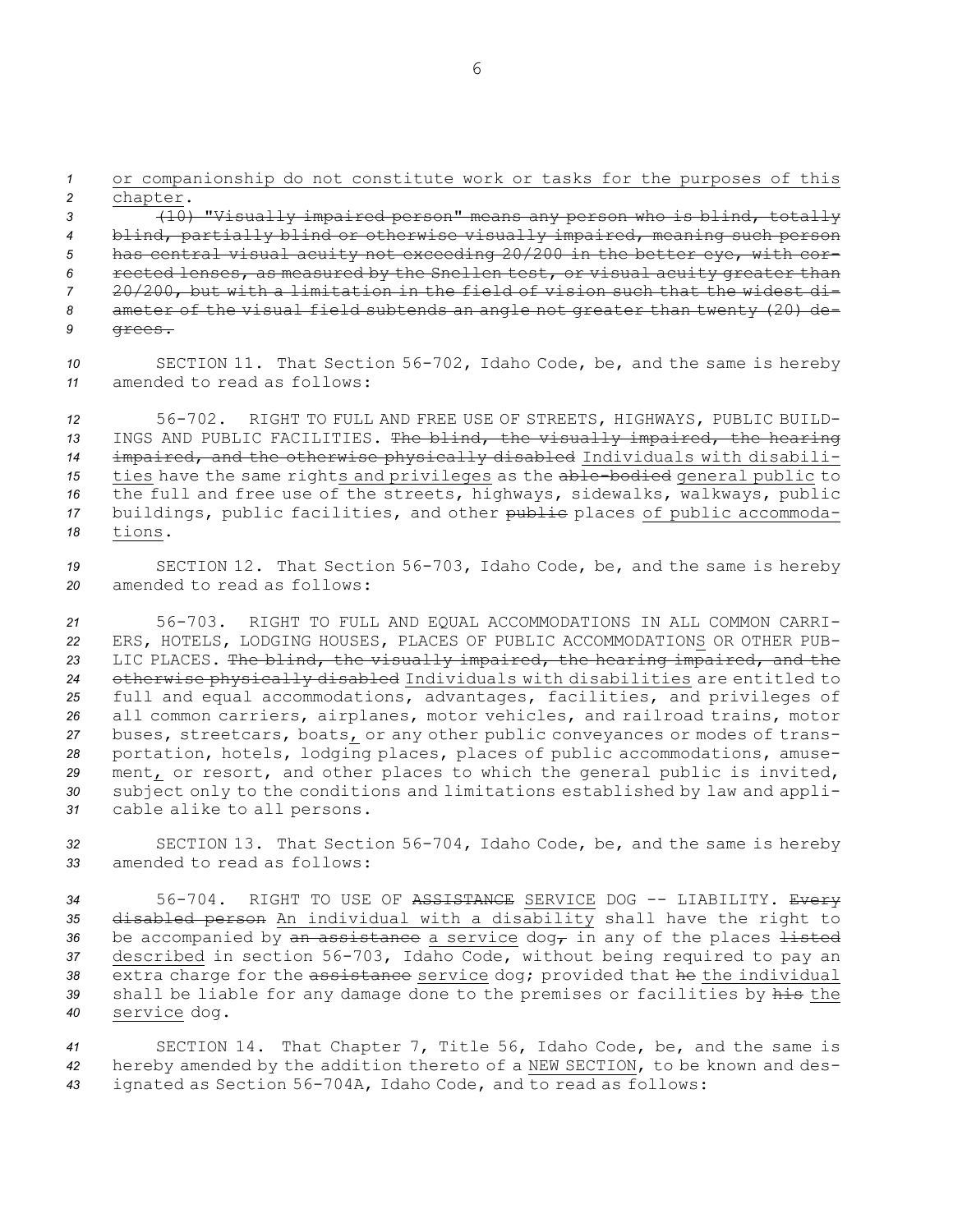or companionship do not constitute work or tasks for the purposes of this chapter.

~~(10) "Visually impaired person" means any person who is blind, totally blind, partially blind or otherwise visually impaired, meaning such person has central visual acuity not exceeding 20/200 in the better eye, with corrected lenses, as measured by the Snellen test, or visual acuity greater than 20/200, but with a limitation in the field of vision such that the widest diameter of the visual field subtends an angle not greater than twenty (20) degrees.~~

SECTION 11. That Section 56-702, Idaho Code, be, and the same is hereby amended to read as follows:

56-702. RIGHT TO FULL AND FREE USE OF STREETS, HIGHWAYS, PUBLIC BUILDINGS AND PUBLIC FACILITIES. ~~The blind, the visually impaired, the hearing impaired, and the otherwise physically disabled~~ Individuals with disabilities have the same rights and privileges as the ~~able-bodied~~ general public to the full and free use of the streets, highways, sidewalks, walkways, public buildings, public facilities, and other ~~public~~ places of public accommodations.

SECTION 12. That Section 56-703, Idaho Code, be, and the same is hereby amended to read as follows:

56-703. RIGHT TO FULL AND EQUAL ACCOMMODATIONS IN ALL COMMON CARRIERS, HOTELS, LODGING HOUSES, PLACES OF PUBLIC ACCOMMODATIONS OR OTHER PUBLIC PLACES. ~~The blind, the visually impaired, the hearing impaired, and the otherwise physically disabled~~ Individuals with disabilities are entitled to full and equal accommodations, advantages, facilities, and privileges of all common carriers, airplanes, motor vehicles, and railroad trains, motor buses, streetcars, boats, or any other public conveyances or modes of transportation, hotels, lodging places, places of public accommodations, amusement, or resort, and other places to which the general public is invited, subject only to the conditions and limitations established by law and applicable alike to all persons.

SECTION 13. That Section 56-704, Idaho Code, be, and the same is hereby amended to read as follows:

56-704. RIGHT TO USE OF ~~ASSISTANCE~~ SERVICE DOG -- LIABILITY. ~~Every disabled person~~ An individual with a disability shall have the right to be accompanied by ~~an assistance~~ a service dog~~,~~ in any of the places ~~listed~~ described in section 56-703, Idaho Code, without being required to pay an extra charge for the ~~assistance~~ service dog; provided that ~~he~~ the individual shall be liable for any damage done to the premises or facilities by ~~his~~ the service dog.

SECTION 14. That Chapter 7, Title 56, Idaho Code, be, and the same is hereby amended by the addition thereto of a NEW SECTION, to be known and designated as Section 56-704A, Idaho Code, and to read as follows: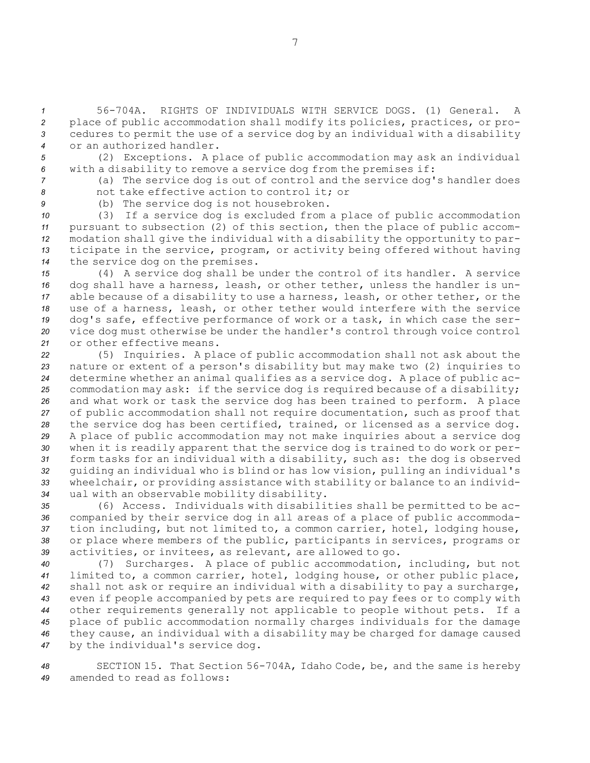56-704A. RIGHTS OF INDIVIDUALS WITH SERVICE DOGS. (1) General. A place of public accommodation shall modify its policies, practices, or procedures to permit the use of a service dog by an individual with a disability or an authorized handler.

(2) Exceptions. A place of public accommodation may ask an individual with a disability to remove a service dog from the premises if:

(a) The service dog is out of control and the service dog's handler does not take effective action to control it; or

(b) The service dog is not housebroken.

(3) If a service dog is excluded from a place of public accommodation pursuant to subsection (2) of this section, then the place of public accommodation shall give the individual with a disability the opportunity to participate in the service, program, or activity being offered without having the service dog on the premises.

(4) A service dog shall be under the control of its handler. A service dog shall have a harness, leash, or other tether, unless the handler is unable because of a disability to use a harness, leash, or other tether, or the use of a harness, leash, or other tether would interfere with the service dog's safe, effective performance of work or a task, in which case the service dog must otherwise be under the handler's control through voice control or other effective means.

(5) Inquiries. A place of public accommodation shall not ask about the nature or extent of a person's disability but may make two (2) inquiries to determine whether an animal qualifies as a service dog. A place of public accommodation may ask: if the service dog is required because of a disability; and what work or task the service dog has been trained to perform. A place of public accommodation shall not require documentation, such as proof that the service dog has been certified, trained, or licensed as a service dog. A place of public accommodation may not make inquiries about a service dog when it is readily apparent that the service dog is trained to do work or perform tasks for an individual with a disability, such as: the dog is observed guiding an individual who is blind or has low vision, pulling an individual's wheelchair, or providing assistance with stability or balance to an individual with an observable mobility disability.

(6) Access. Individuals with disabilities shall be permitted to be accompanied by their service dog in all areas of a place of public accommodation including, but not limited to, a common carrier, hotel, lodging house, or place where members of the public, participants in services, programs or activities, or invitees, as relevant, are allowed to go.

(7) Surcharges. A place of public accommodation, including, but not limited to, a common carrier, hotel, lodging house, or other public place, shall not ask or require an individual with a disability to pay a surcharge, even if people accompanied by pets are required to pay fees or to comply with other requirements generally not applicable to people without pets. If a place of public accommodation normally charges individuals for the damage they cause, an individual with a disability may be charged for damage caused by the individual's service dog.

SECTION 15. That Section 56-704A, Idaho Code, be, and the same is hereby amended to read as follows: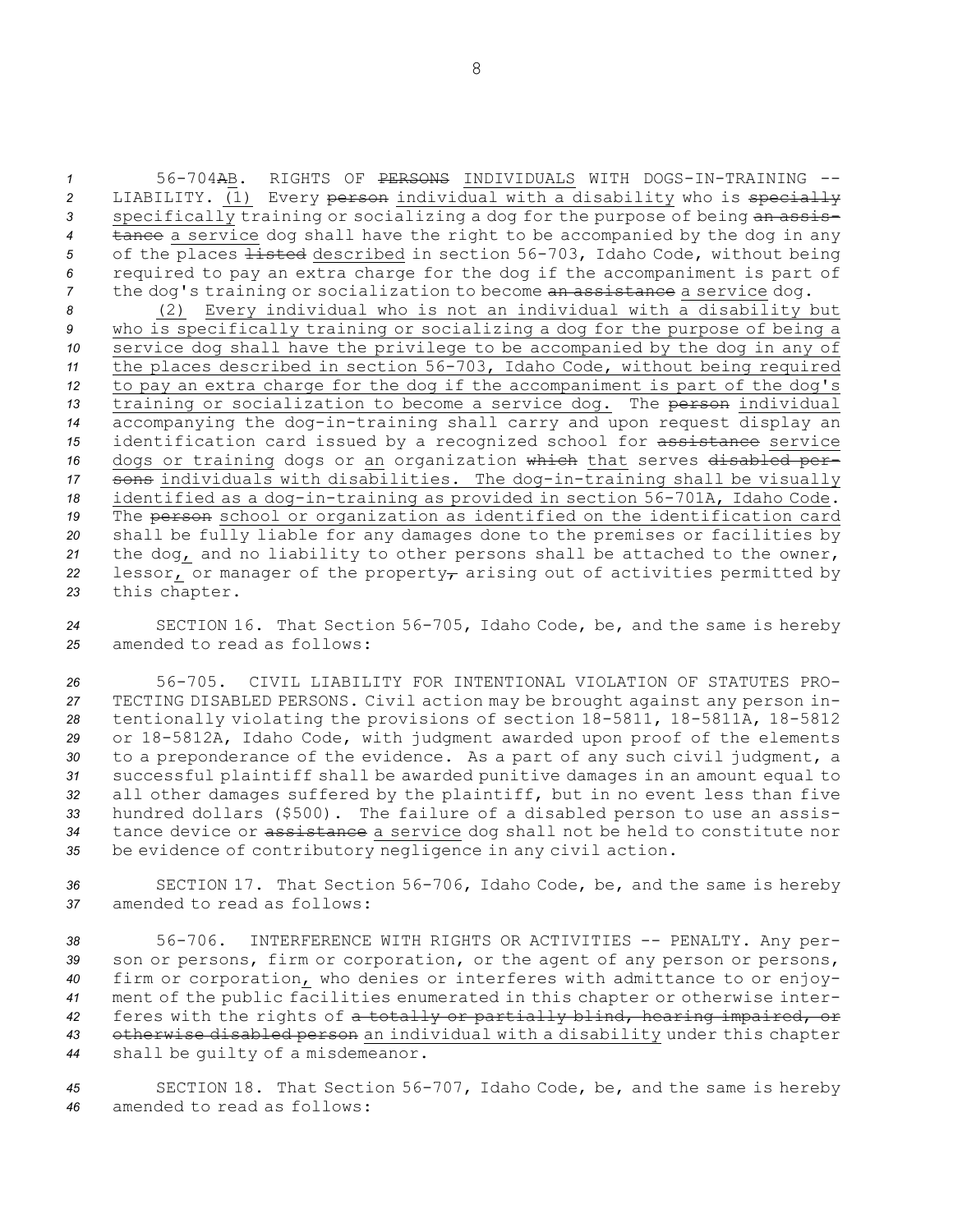56-704~~A~~B. RIGHTS OF ~~PERSONS~~ INDIVIDUALS WITH DOGS-IN-TRAINING -- LIABILITY. (1) Every ~~person~~ individual with a disability who is ~~specially~~ specifically training or socializing a dog for the purpose of being ~~an assistance~~ a service dog shall have the right to be accompanied by the dog in any of the places ~~listed~~ described in section 56-703, Idaho Code, without being required to pay an extra charge for the dog if the accompaniment is part of the dog's training or socialization to become ~~an assistance~~ a service dog.

(2) Every individual who is not an individual with a disability but who is specifically training or socializing a dog for the purpose of being a service dog shall have the privilege to be accompanied by the dog in any of the places described in section 56-703, Idaho Code, without being required to pay an extra charge for the dog if the accompaniment is part of the dog's training or socialization to become a service dog. The ~~person~~ individual accompanying the dog-in-training shall carry and upon request display an identification card issued by a recognized school for ~~assistance~~ service dogs or training dogs or an organization ~~which~~ that serves ~~disabled persons~~ individuals with disabilities. The dog-in-training shall be visually identified as a dog-in-training as provided in section 56-701A, Idaho Code. The ~~person~~ school or organization as identified on the identification card shall be fully liable for any damages done to the premises or facilities by the dog, and no liability to other persons shall be attached to the owner, lessor, or manager of the property~~,~~ arising out of activities permitted by this chapter.

SECTION 16. That Section 56-705, Idaho Code, be, and the same is hereby amended to read as follows:

56-705. CIVIL LIABILITY FOR INTENTIONAL VIOLATION OF STATUTES PROTECTING DISABLED PERSONS. Civil action may be brought against any person intentionally violating the provisions of section 18-5811, 18-5811A, 18-5812 or 18-5812A, Idaho Code, with judgment awarded upon proof of the elements to a preponderance of the evidence. As a part of any such civil judgment, a successful plaintiff shall be awarded punitive damages in an amount equal to all other damages suffered by the plaintiff, but in no event less than five hundred dollars ($500). The failure of a disabled person to use an assistance device or ~~assistance~~ a service dog shall not be held to constitute nor be evidence of contributory negligence in any civil action.

SECTION 17. That Section 56-706, Idaho Code, be, and the same is hereby amended to read as follows:

56-706. INTERFERENCE WITH RIGHTS OR ACTIVITIES -- PENALTY. Any person or persons, firm or corporation, or the agent of any person or persons, firm or corporation, who denies or interferes with admittance to or enjoyment of the public facilities enumerated in this chapter or otherwise interferes with the rights of ~~a totally or partially blind, hearing impaired, or otherwise disabled person~~ an individual with a disability under this chapter shall be guilty of a misdemeanor.

SECTION 18. That Section 56-707, Idaho Code, be, and the same is hereby amended to read as follows: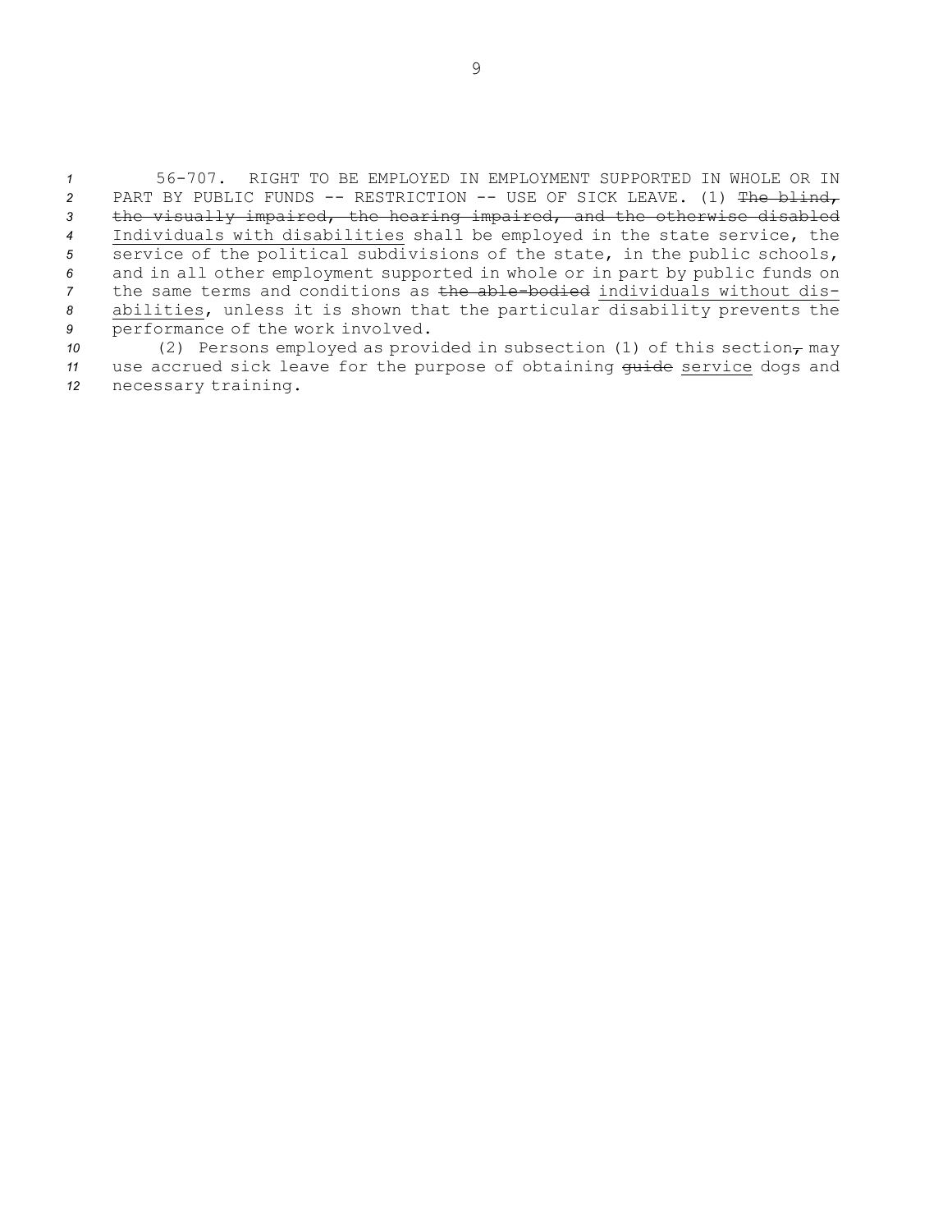56-707. RIGHT TO BE EMPLOYED IN EMPLOYMENT SUPPORTED IN WHOLE OR IN PART BY PUBLIC FUNDS -- RESTRICTION -- USE OF SICK LEAVE. (1) ~~The blind, the visually impaired, the hearing impaired, and the otherwise disabled~~ Individuals with disabilities shall be employed in the state service, the service of the political subdivisions of the state, in the public schools, and in all other employment supported in whole or in part by public funds on the same terms and conditions as ~~the able-bodied~~ individuals without disabilities, unless it is shown that the particular disability prevents the performance of the work involved.

(2) Persons employed as provided in subsection (1) of this section~~,~~ may use accrued sick leave for the purpose of obtaining ~~guide~~ service dogs and necessary training.